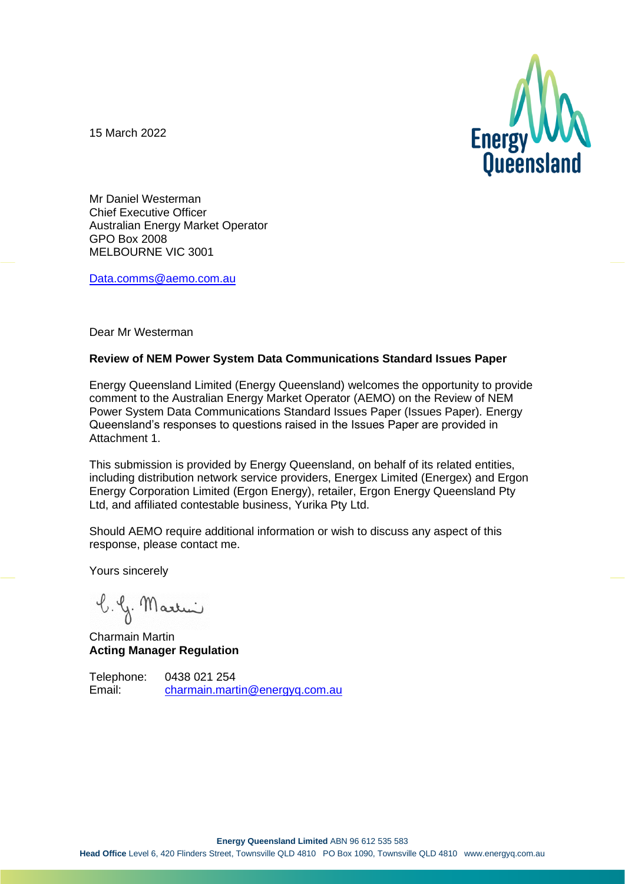15 March 2022

Mr Daniel Westerman
Chief Executive Officer
Australian Energy Market Operator
GPO Box 2008
MELBOURNE VIC 3001

Data.comms@aemo.com.au

Dear Mr Westerman

**Review of NEM Power System Data Communications Standard Issues Paper**

Energy Queensland Limited (Energy Queensland) welcomes the opportunity to provide comment to the Australian Energy Market Operator (AEMO) on the Review of NEM Power System Data Communications Standard Issues Paper (Issues Paper). Energy Queensland's responses to questions raised in the Issues Paper are provided in Attachment 1.

This submission is provided by Energy Queensland, on behalf of its related entities, including distribution network service providers, Energex Limited (Energex) and Ergon Energy Corporation Limited (Ergon Energy), retailer, Ergon Energy Queensland Pty Ltd, and affiliated contestable business, Yurika Pty Ltd.

Should AEMO require additional information or wish to discuss any aspect of this response, please contact me.

Yours sincerely

Charmain Martin
**Acting Manager Regulation**

Telephone: 0438 021 254
Email: charmain.martin@energyq.com.au

**Energy Queensland Limited** ABN 96 612 535 583
**Head Office** Level 6, 420 Flinders Street, Townsville QLD 4810 PO Box 1090, Townsville QLD 4810 www.energyq.com.au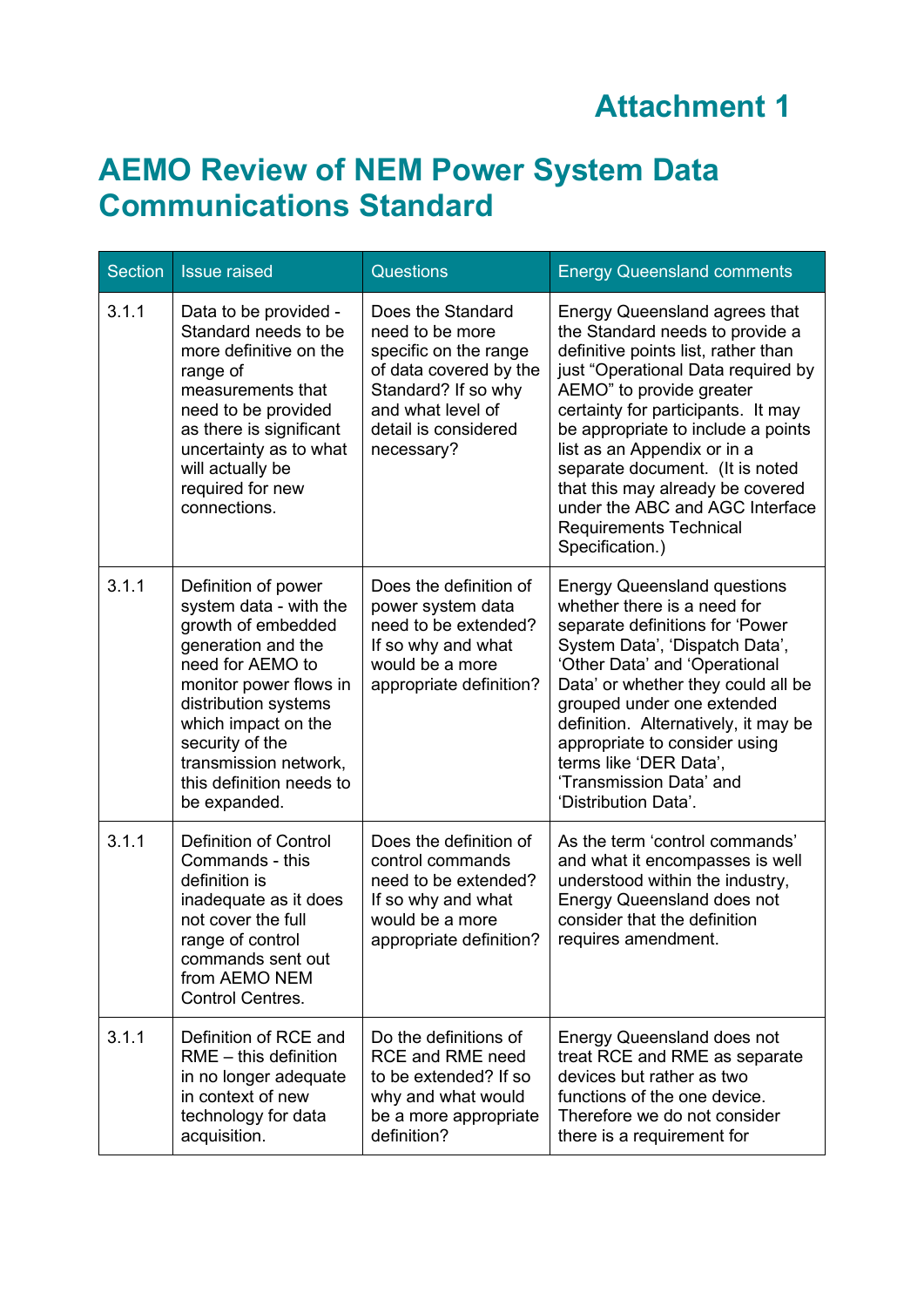# Attachment 1

# AEMO Review of NEM Power System Data Communications Standard

| Section | Issue raised | Questions | Energy Queensland comments |
|---|---|---|---|
| 3.1.1 | Data to be provided - Standard needs to be more definitive on the range of measurements that need to be provided as there is significant uncertainty as to what will actually be required for new connections. | Does the Standard need to be more specific on the range of data covered by the Standard? If so why and what level of detail is considered necessary? | Energy Queensland agrees that the Standard needs to provide a definitive points list, rather than just "Operational Data required by AEMO" to provide greater certainty for participants. It may be appropriate to include a points list as an Appendix or in a separate document. (It is noted that this may already be covered under the ABC and AGC Interface Requirements Technical Specification.) |
| 3.1.1 | Definition of power system data - with the growth of embedded generation and the need for AEMO to monitor power flows in distribution systems which impact on the security of the transmission network, this definition needs to be expanded. | Does the definition of power system data need to be extended? If so why and what would be a more appropriate definition? | Energy Queensland questions whether there is a need for separate definitions for 'Power System Data', 'Dispatch Data', 'Other Data' and 'Operational Data' or whether they could all be grouped under one extended definition. Alternatively, it may be appropriate to consider using terms like 'DER Data', 'Transmission Data' and 'Distribution Data'. |
| 3.1.1 | Definition of Control Commands - this definition is inadequate as it does not cover the full range of control commands sent out from AEMO NEM Control Centres. | Does the definition of control commands need to be extended? If so why and what would be a more appropriate definition? | As the term 'control commands' and what it encompasses is well understood within the industry, Energy Queensland does not consider that the definition requires amendment. |
| 3.1.1 | Definition of RCE and RME – this definition in no longer adequate in context of new technology for data acquisition. | Do the definitions of RCE and RME need to be extended? If so why and what would be a more appropriate definition? | Energy Queensland does not treat RCE and RME as separate devices but rather as two functions of the one device. Therefore we do not consider there is a requirement for |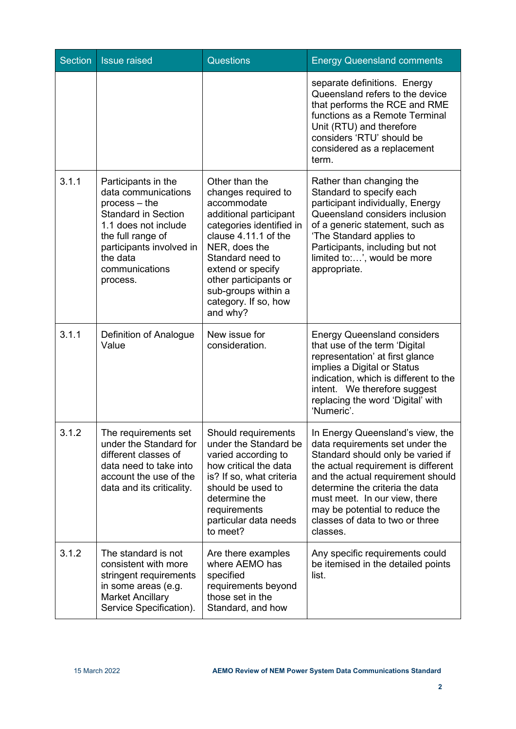| Section | Issue raised | Questions | Energy Queensland comments |
|---|---|---|---|
| | | | separate definitions. Energy Queensland refers to the device that performs the RCE and RME functions as a Remote Terminal Unit (RTU) and therefore considers 'RTU' should be considered as a replacement term. |
| 3.1.1 | Participants in the data communications process – the Standard in Section 1.1 does not include the full range of participants involved in the data communications process. | Other than the changes required to accommodate additional participant categories identified in clause 4.11.1 of the NER, does the Standard need to extend or specify other participants or sub-groups within a category. If so, how and why? | Rather than changing the Standard to specify each participant individually, Energy Queensland considers inclusion of a generic statement, such as 'The Standard applies to Participants, including but not limited to:…', would be more appropriate. |
| 3.1.1 | Definition of Analogue Value | New issue for consideration. | Energy Queensland considers that use of the term 'Digital representation' at first glance implies a Digital or Status indication, which is different to the intent. We therefore suggest replacing the word 'Digital' with 'Numeric'. |
| 3.1.2 | The requirements set under the Standard for different classes of data need to take into account the use of the data and its criticality. | Should requirements under the Standard be varied according to how critical the data is? If so, what criteria should be used to determine the requirements particular data needs to meet? | In Energy Queensland's view, the data requirements set under the Standard should only be varied if the actual requirement is different and the actual requirement should determine the criteria the data must meet. In our view, there may be potential to reduce the classes of data to two or three classes. |
| 3.1.2 | The standard is not consistent with more stringent requirements in some areas (e.g. Market Ancillary Service Specification). | Are there examples where AEMO has specified requirements beyond those set in the Standard, and how | Any specific requirements could be itemised in the detailed points list. |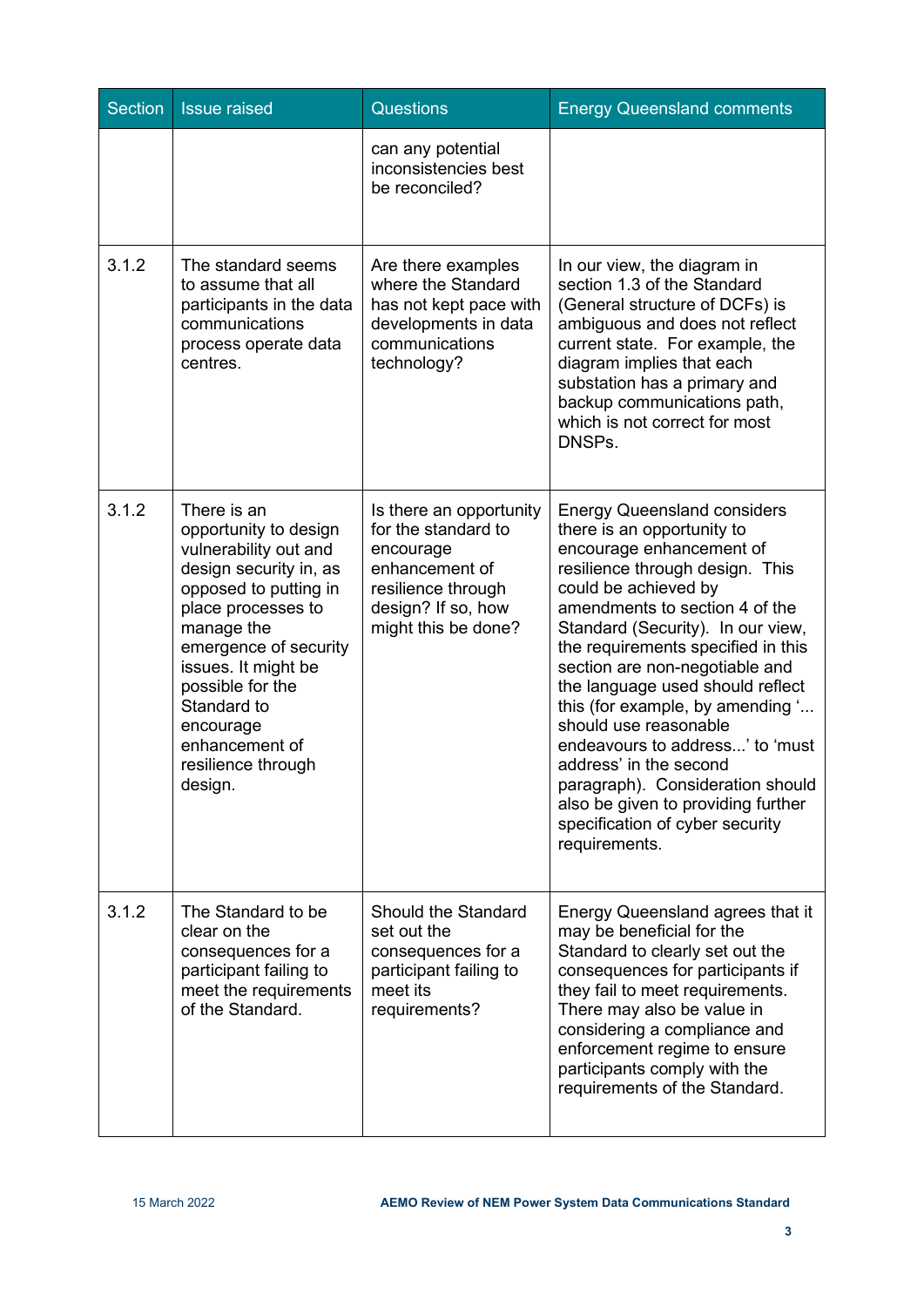| Section | Issue raised | Questions | Energy Queensland comments |
| --- | --- | --- | --- |
| | | can any potential inconsistencies best be reconciled? | |
| 3.1.2 | The standard seems to assume that all participants in the data communications process operate data centres. | Are there examples where the Standard has not kept pace with developments in data communications technology? | In our view, the diagram in section 1.3 of the Standard (General structure of DCFs) is ambiguous and does not reflect current state. For example, the diagram implies that each substation has a primary and backup communications path, which is not correct for most DNSPs. |
| 3.1.2 | There is an opportunity to design vulnerability out and design security in, as opposed to putting in place processes to manage the emergence of security issues. It might be possible for the Standard to encourage enhancement of resilience through design. | Is there an opportunity for the standard to encourage enhancement of resilience through design? If so, how might this be done? | Energy Queensland considers there is an opportunity to encourage enhancement of resilience through design. This could be achieved by amendments to section 4 of the Standard (Security). In our view, the requirements specified in this section are non-negotiable and the language used should reflect this (for example, by amending '... should use reasonable endeavours to address...' to 'must address' in the second paragraph). Consideration should also be given to providing further specification of cyber security requirements. |
| 3.1.2 | The Standard to be clear on the consequences for a participant failing to meet the requirements of the Standard. | Should the Standard set out the consequences for a participant failing to meet its requirements? | Energy Queensland agrees that it may be beneficial for the Standard to clearly set out the consequences for participants if they fail to meet requirements. There may also be value in considering a compliance and enforcement regime to ensure participants comply with the requirements of the Standard. |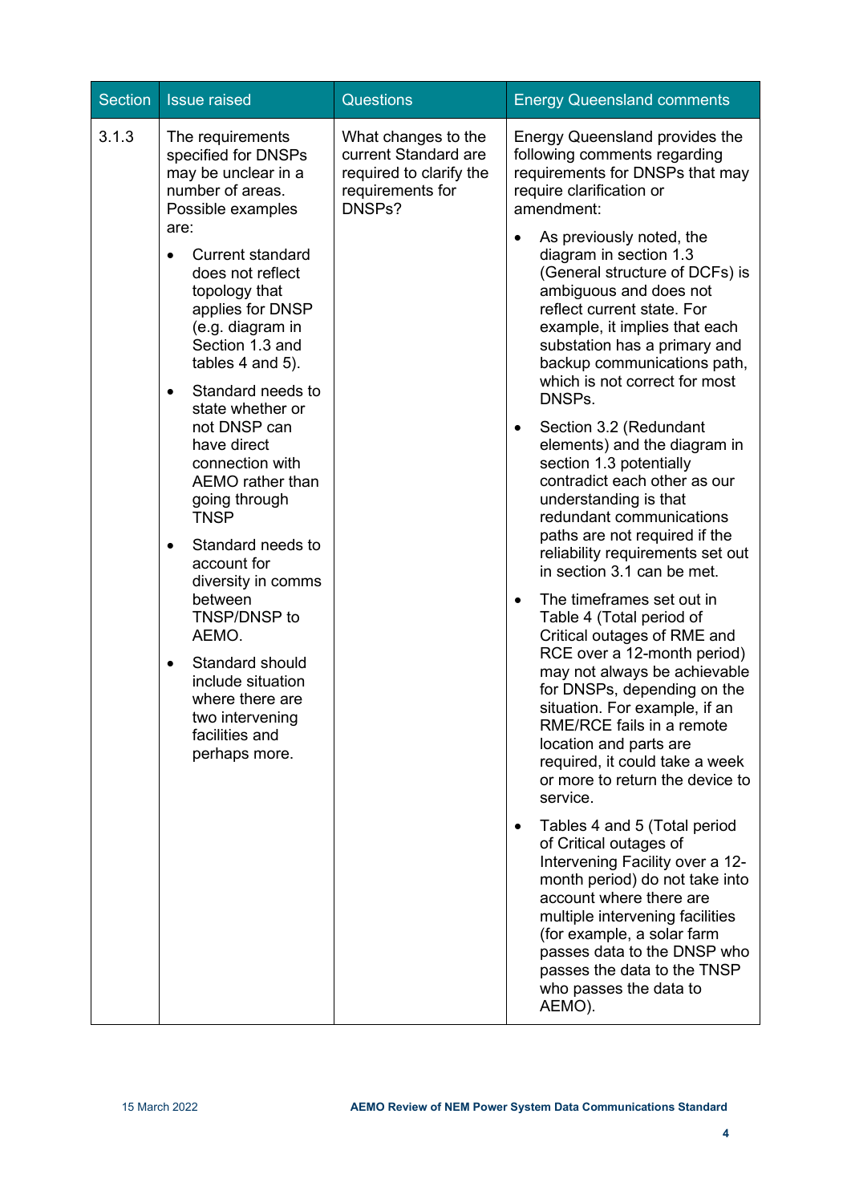| Section | Issue raised | Questions | Energy Queensland comments |
|---|---|---|---|
| 3.1.3 | The requirements specified for DNSPs may be unclear in a number of areas. Possible examples are:<br>• Current standard does not reflect topology that applies for DNSP (e.g. diagram in Section 1.3 and tables 4 and 5).<br>• Standard needs to state whether or not DNSP can have direct connection with AEMO rather than going through TNSP<br>• Standard needs to account for diversity in comms between TNSP/DNSP to AEMO.<br>• Standard should include situation where there are two intervening facilities and perhaps more. | What changes to the current Standard are required to clarify the requirements for DNSPs? | Energy Queensland provides the following comments regarding requirements for DNSPs that may require clarification or amendment:<br>• As previously noted, the diagram in section 1.3 (General structure of DCFs) is ambiguous and does not reflect current state. For example, it implies that each substation has a primary and backup communications path, which is not correct for most DNSPs.<br>• Section 3.2 (Redundant elements) and the diagram in section 1.3 potentially contradict each other as our understanding is that redundant communications paths are not required if the reliability requirements set out in section 3.1 can be met.<br>• The timeframes set out in Table 4 (Total period of Critical outages of RME and RCE over a 12-month period) may not always be achievable for DNSPs, depending on the situation. For example, if an RME/RCE fails in a remote location and parts are required, it could take a week or more to return the device to service.<br>• Tables 4 and 5 (Total period of Critical outages of Intervening Facility over a 12-month period) do not take into account where there are multiple intervening facilities (for example, a solar farm passes data to the DNSP who passes the data to the TNSP who passes the data to AEMO). |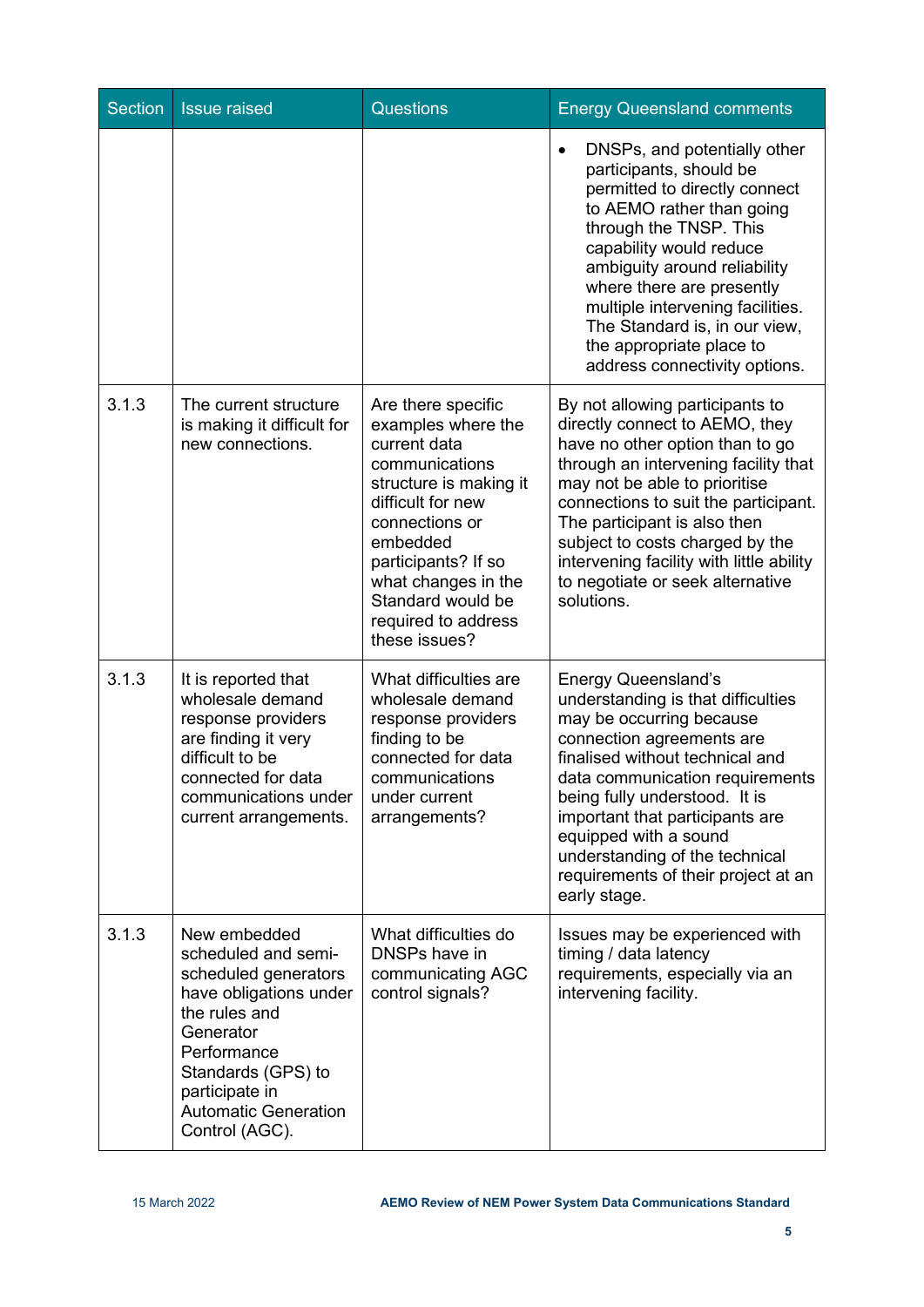| Section | Issue raised | Questions | Energy Queensland comments |
|---|---|---|---|
| | | | • DNSPs, and potentially other participants, should be permitted to directly connect to AEMO rather than going through the TNSP. This capability would reduce ambiguity around reliability where there are presently multiple intervening facilities. The Standard is, in our view, the appropriate place to address connectivity options. |
| 3.1.3 | The current structure is making it difficult for new connections. | Are there specific examples where the current data communications structure is making it difficult for new connections or embedded participants? If so what changes in the Standard would be required to address these issues? | By not allowing participants to directly connect to AEMO, they have no other option than to go through an intervening facility that may not be able to prioritise connections to suit the participant. The participant is also then subject to costs charged by the intervening facility with little ability to negotiate or seek alternative solutions. |
| 3.1.3 | It is reported that wholesale demand response providers are finding it very difficult to be connected for data communications under current arrangements. | What difficulties are wholesale demand response providers finding to be connected for data communications under current arrangements? | Energy Queensland's understanding is that difficulties may be occurring because connection agreements are finalised without technical and data communication requirements being fully understood. It is important that participants are equipped with a sound understanding of the technical requirements of their project at an early stage. |
| 3.1.3 | New embedded scheduled and semi-scheduled generators have obligations under the rules and Generator Performance Standards (GPS) to participate in Automatic Generation Control (AGC). | What difficulties do DNSPs have in communicating AGC control signals? | Issues may be experienced with timing / data latency requirements, especially via an intervening facility. |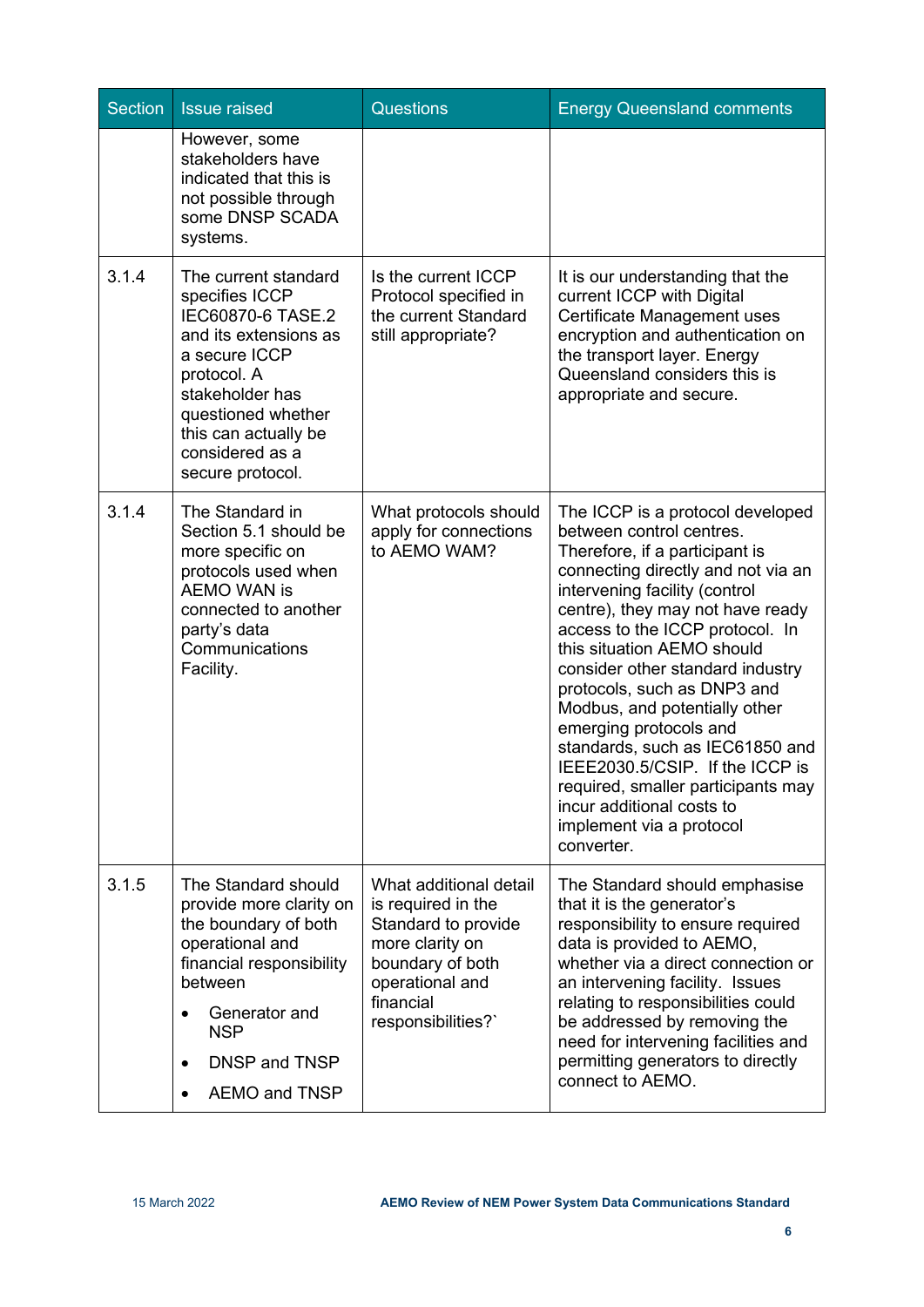| Section | Issue raised | Questions | Energy Queensland comments |
|---|---|---|---|
| | However, some stakeholders have indicated that this is not possible through some DNSP SCADA systems. | | |
| 3.1.4 | The current standard specifies ICCP IEC60870-6 TASE.2 and its extensions as a secure ICCP protocol. A stakeholder has questioned whether this can actually be considered as a secure protocol. | Is the current ICCP Protocol specified in the current Standard still appropriate? | It is our understanding that the current ICCP with Digital Certificate Management uses encryption and authentication on the transport layer. Energy Queensland considers this is appropriate and secure. |
| 3.1.4 | The Standard in Section 5.1 should be more specific on protocols used when AEMO WAN is connected to another party's data Communications Facility. | What protocols should apply for connections to AEMO WAM? | The ICCP is a protocol developed between control centres. Therefore, if a participant is connecting directly and not via an intervening facility (control centre), they may not have ready access to the ICCP protocol. In this situation AEMO should consider other standard industry protocols, such as DNP3 and Modbus, and potentially other emerging protocols and standards, such as IEC61850 and IEEE2030.5/CSIP. If the ICCP is required, smaller participants may incur additional costs to implement via a protocol converter. |
| 3.1.5 | The Standard should provide more clarity on the boundary of both operational and financial responsibility between<br>• Generator and NSP<br>• DNSP and TNSP<br>• AEMO and TNSP | What additional detail is required in the Standard to provide more clarity on boundary of both operational and financial responsibilities?` | The Standard should emphasise that it is the generator's responsibility to ensure required data is provided to AEMO, whether via a direct connection or an intervening facility. Issues relating to responsibilities could be addressed by removing the need for intervening facilities and permitting generators to directly connect to AEMO. |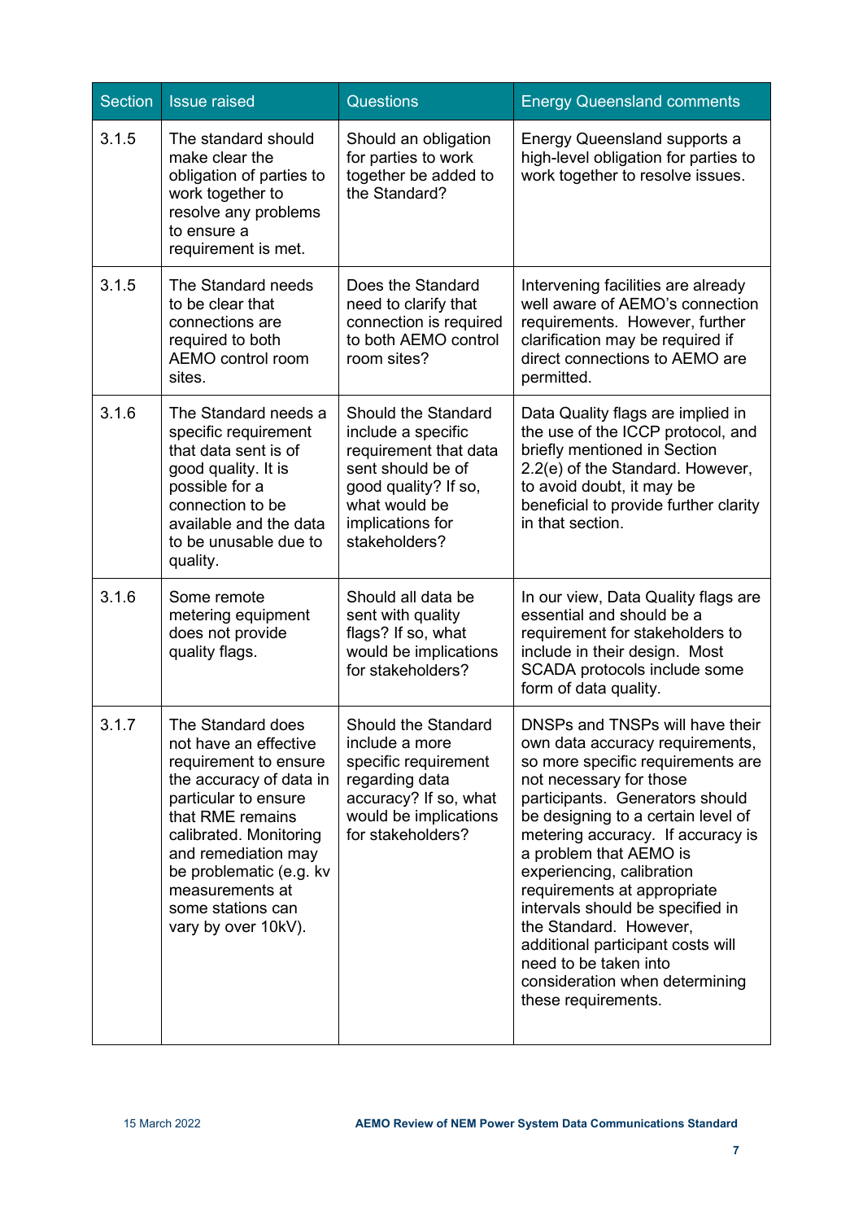| Section | Issue raised | Questions | Energy Queensland comments |
|---|---|---|---|
| 3.1.5 | The standard should make clear the obligation of parties to work together to resolve any problems to ensure a requirement is met. | Should an obligation for parties to work together be added to the Standard? | Energy Queensland supports a high-level obligation for parties to work together to resolve issues. |
| 3.1.5 | The Standard needs to be clear that connections are required to both AEMO control room sites. | Does the Standard need to clarify that connection is required to both AEMO control room sites? | Intervening facilities are already well aware of AEMO's connection requirements. However, further clarification may be required if direct connections to AEMO are permitted. |
| 3.1.6 | The Standard needs a specific requirement that data sent is of good quality. It is possible for a connection to be available and the data to be unusable due to quality. | Should the Standard include a specific requirement that data sent should be of good quality? If so, what would be implications for stakeholders? | Data Quality flags are implied in the use of the ICCP protocol, and briefly mentioned in Section 2.2(e) of the Standard. However, to avoid doubt, it may be beneficial to provide further clarity in that section. |
| 3.1.6 | Some remote metering equipment does not provide quality flags. | Should all data be sent with quality flags? If so, what would be implications for stakeholders? | In our view, Data Quality flags are essential and should be a requirement for stakeholders to include in their design. Most SCADA protocols include some form of data quality. |
| 3.1.7 | The Standard does not have an effective requirement to ensure the accuracy of data in particular to ensure that RME remains calibrated. Monitoring and remediation may be problematic (e.g. kv measurements at some stations can vary by over 10kV). | Should the Standard include a more specific requirement regarding data accuracy? If so, what would be implications for stakeholders? | DNSPs and TNSPs will have their own data accuracy requirements, so more specific requirements are not necessary for those participants. Generators should be designing to a certain level of metering accuracy. If accuracy is a problem that AEMO is experiencing, calibration requirements at appropriate intervals should be specified in the Standard. However, additional participant costs will need to be taken into consideration when determining these requirements. |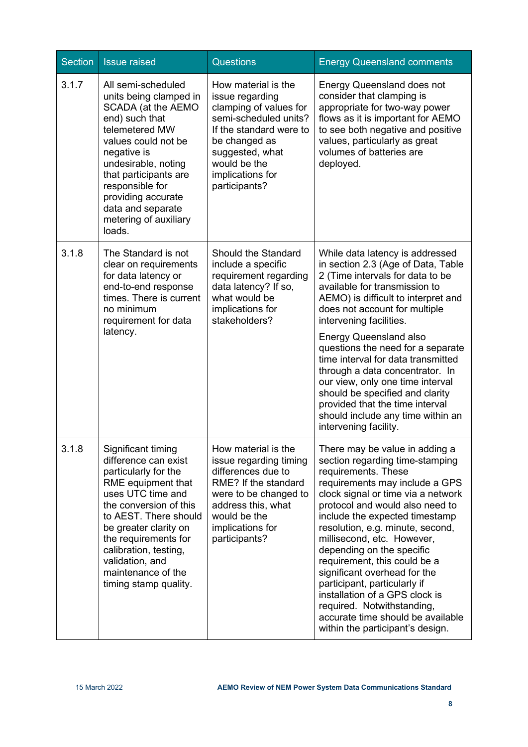| Section | Issue raised | Questions | Energy Queensland comments |
|---|---|---|---|
| 3.1.7 | All semi-scheduled units being clamped in SCADA (at the AEMO end) such that telemetered MW values could not be negative is undesirable, noting that participants are responsible for providing accurate data and separate metering of auxiliary loads. | How material is the issue regarding clamping of values for semi-scheduled units? If the standard were to be changed as suggested, what would be the implications for participants? | Energy Queensland does not consider that clamping is appropriate for two-way power flows as it is important for AEMO to see both negative and positive values, particularly as great volumes of batteries are deployed. |
| 3.1.8 | The Standard is not clear on requirements for data latency or end-to-end response times. There is current no minimum requirement for data latency. | Should the Standard include a specific requirement regarding data latency? If so, what would be implications for stakeholders? | While data latency is addressed in section 2.3 (Age of Data, Table 2 (Time intervals for data to be available for transmission to AEMO) is difficult to interpret and does not account for multiple intervening facilities.<br><br>Energy Queensland also questions the need for a separate time interval for data transmitted through a data concentrator. In our view, only one time interval should be specified and clarity provided that the time interval should include any time within an intervening facility. |
| 3.1.8 | Significant timing difference can exist particularly for the RME equipment that uses UTC time and the conversion of this to AEST. There should be greater clarity on the requirements for calibration, testing, validation, and maintenance of the timing stamp quality. | How material is the issue regarding timing differences due to RME? If the standard were to be changed to address this, what would be the implications for participants? | There may be value in adding a section regarding time-stamping requirements. These requirements may include a GPS clock signal or time via a network protocol and would also need to include the expected timestamp resolution, e.g. minute, second, millisecond, etc. However, depending on the specific requirement, this could be a significant overhead for the participant, particularly if installation of a GPS clock is required. Notwithstanding, accurate time should be available within the participant's design. |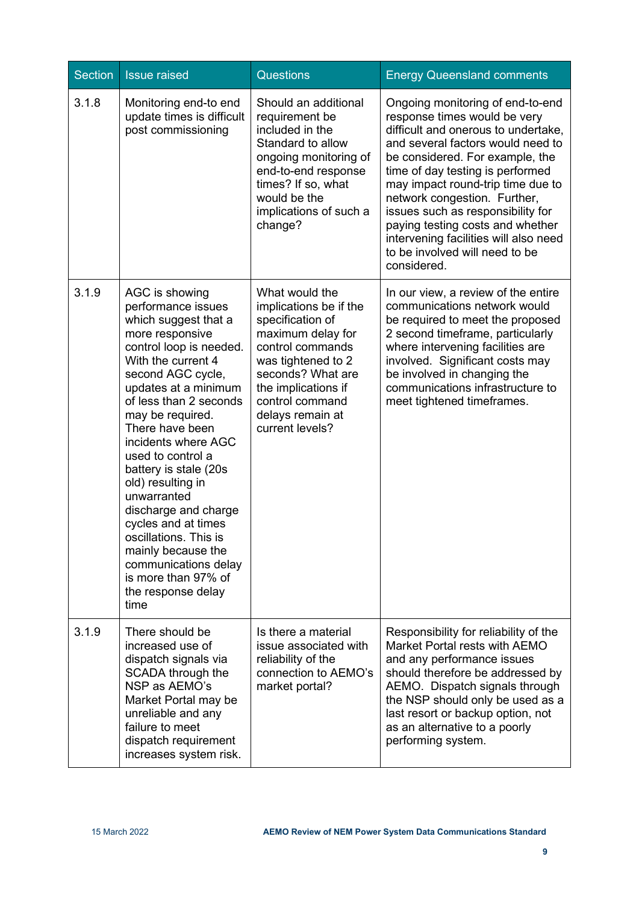| Section | Issue raised | Questions | Energy Queensland comments |
|---|---|---|---|
| 3.1.8 | Monitoring end-to end update times is difficult post commissioning | Should an additional requirement be included in the Standard to allow ongoing monitoring of end-to-end response times? If so, what would be the implications of such a change? | Ongoing monitoring of end-to-end response times would be very difficult and onerous to undertake, and several factors would need to be considered. For example, the time of day testing is performed may impact round-trip time due to network congestion. Further, issues such as responsibility for paying testing costs and whether intervening facilities will also need to be involved will need to be considered. |
| 3.1.9 | AGC is showing performance issues which suggest that a more responsive control loop is needed. With the current 4 second AGC cycle, updates at a minimum of less than 2 seconds may be required. There have been incidents where AGC used to control a battery is stale (20s old) resulting in unwarranted discharge and charge cycles and at times oscillations. This is mainly because the communications delay is more than 97% of the response delay time | What would the implications be if the specification of maximum delay for control commands was tightened to 2 seconds? What are the implications if control command delays remain at current levels? | In our view, a review of the entire communications network would be required to meet the proposed 2 second timeframe, particularly where intervening facilities are involved. Significant costs may be involved in changing the communications infrastructure to meet tightened timeframes. |
| 3.1.9 | There should be increased use of dispatch signals via SCADA through the NSP as AEMO's Market Portal may be unreliable and any failure to meet dispatch requirement increases system risk. | Is there a material issue associated with reliability of the connection to AEMO's market portal? | Responsibility for reliability of the Market Portal rests with AEMO and any performance issues should therefore be addressed by AEMO. Dispatch signals through the NSP should only be used as a last resort or backup option, not as an alternative to a poorly performing system. |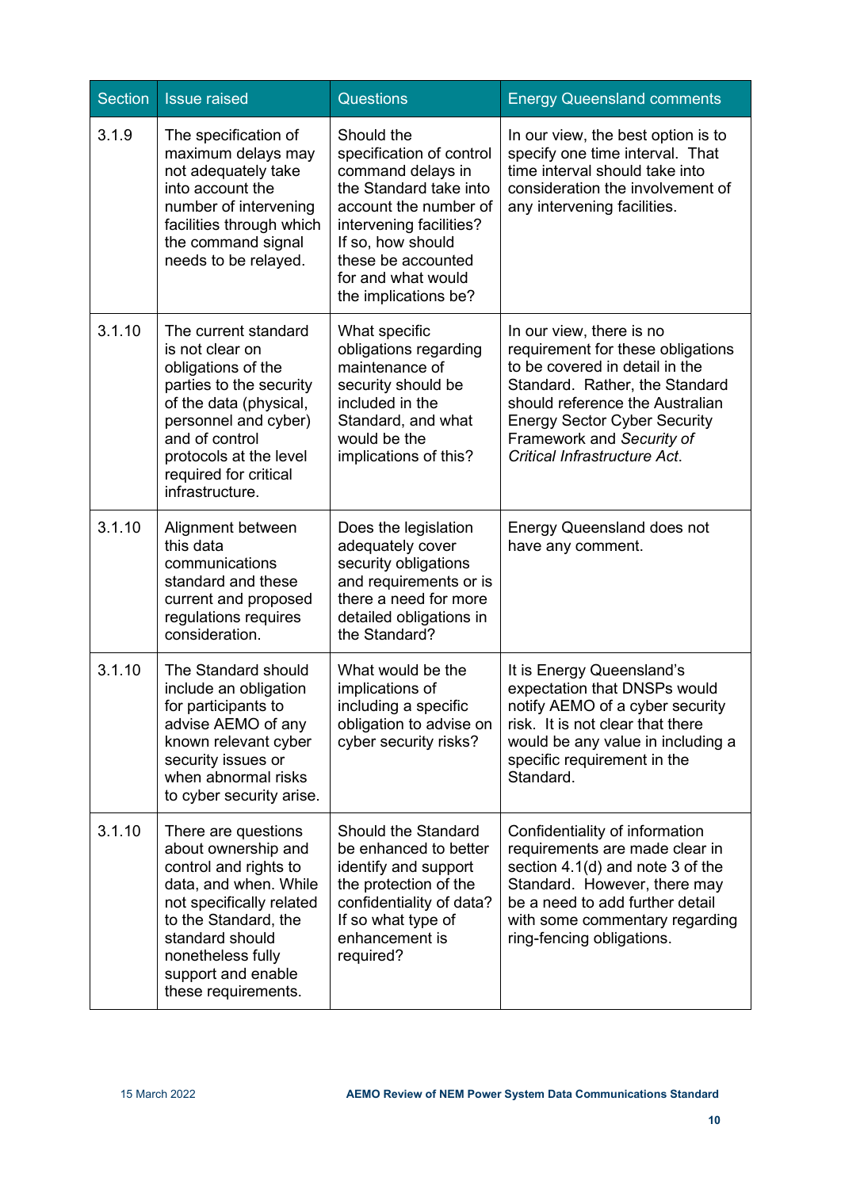| Section | Issue raised | Questions | Energy Queensland comments |
|---|---|---|---|
| 3.1.9 | The specification of maximum delays may not adequately take into account the number of intervening facilities through which the command signal needs to be relayed. | Should the specification of control command delays in the Standard take into account the number of intervening facilities? If so, how should these be accounted for and what would the implications be? | In our view, the best option is to specify one time interval. That time interval should take into consideration the involvement of any intervening facilities. |
| 3.1.10 | The current standard is not clear on obligations of the parties to the security of the data (physical, personnel and cyber) and of control protocols at the level required for critical infrastructure. | What specific obligations regarding maintenance of security should be included in the Standard, and what would be the implications of this? | In our view, there is no requirement for these obligations to be covered in detail in the Standard. Rather, the Standard should reference the Australian Energy Sector Cyber Security Framework and *Security of Critical Infrastructure Act*. |
| 3.1.10 | Alignment between this data communications standard and these current and proposed regulations requires consideration. | Does the legislation adequately cover security obligations and requirements or is there a need for more detailed obligations in the Standard? | Energy Queensland does not have any comment. |
| 3.1.10 | The Standard should include an obligation for participants to advise AEMO of any known relevant cyber security issues or when abnormal risks to cyber security arise. | What would be the implications of including a specific obligation to advise on cyber security risks? | It is Energy Queensland's expectation that DNSPs would notify AEMO of a cyber security risk. It is not clear that there would be any value in including a specific requirement in the Standard. |
| 3.1.10 | There are questions about ownership and control and rights to data, and when. While not specifically related to the Standard, the standard should nonetheless fully support and enable these requirements. | Should the Standard be enhanced to better identify and support the protection of the confidentiality of data? If so what type of enhancement is required? | Confidentiality of information requirements are made clear in section 4.1(d) and note 3 of the Standard. However, there may be a need to add further detail with some commentary regarding ring-fencing obligations. |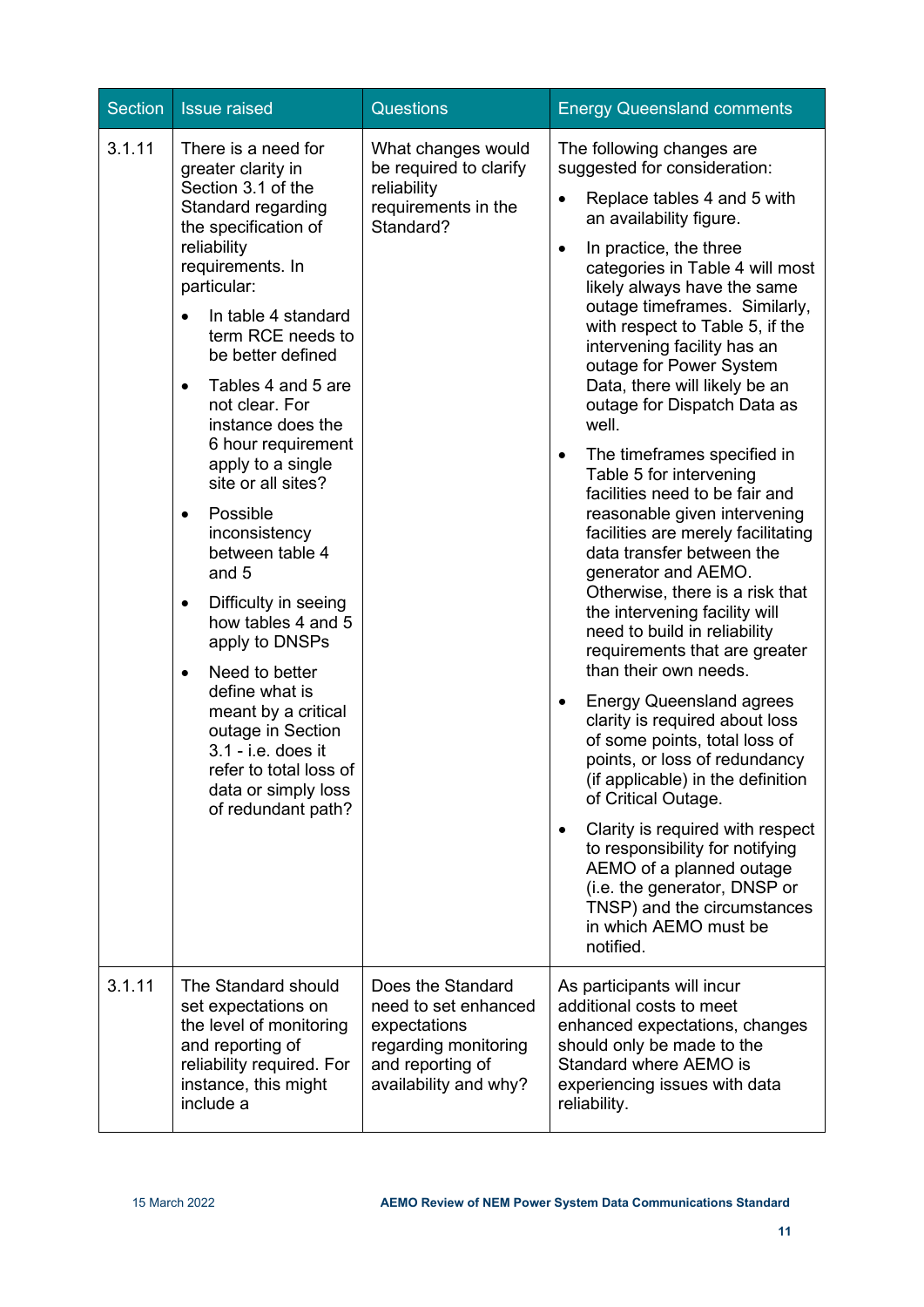| Section | Issue raised | Questions | Energy Queensland comments |
|---|---|---|---|
| 3.1.11 | There is a need for greater clarity in Section 3.1 of the Standard regarding the specification of reliability requirements. In particular:<br>• In table 4 standard term RCE needs to be better defined<br>• Tables 4 and 5 are not clear. For instance does the 6 hour requirement apply to a single site or all sites?<br>• Possible inconsistency between table 4 and 5<br>• Difficulty in seeing how tables 4 and 5 apply to DNSPs<br>• Need to better define what is meant by a critical outage in Section 3.1 - i.e. does it refer to total loss of data or simply loss of redundant path? | What changes would be required to clarify reliability requirements in the Standard? | The following changes are suggested for consideration:<br>• Replace tables 4 and 5 with an availability figure.<br>• In practice, the three categories in Table 4 will most likely always have the same outage timeframes. Similarly, with respect to Table 5, if the intervening facility has an outage for Power System Data, there will likely be an outage for Dispatch Data as well.<br>• The timeframes specified in Table 5 for intervening facilities need to be fair and reasonable given intervening facilities are merely facilitating data transfer between the generator and AEMO. Otherwise, there is a risk that the intervening facility will need to build in reliability requirements that are greater than their own needs.<br>• Energy Queensland agrees clarity is required about loss of some points, total loss of points, or loss of redundancy (if applicable) in the definition of Critical Outage.<br>• Clarity is required with respect to responsibility for notifying AEMO of a planned outage (i.e. the generator, DNSP or TNSP) and the circumstances in which AEMO must be notified. |
| 3.1.11 | The Standard should set expectations on the level of monitoring and reporting of reliability required. For instance, this might include a | Does the Standard need to set enhanced expectations regarding monitoring and reporting of availability and why? | As participants will incur additional costs to meet enhanced expectations, changes should only be made to the Standard where AEMO is experiencing issues with data reliability. |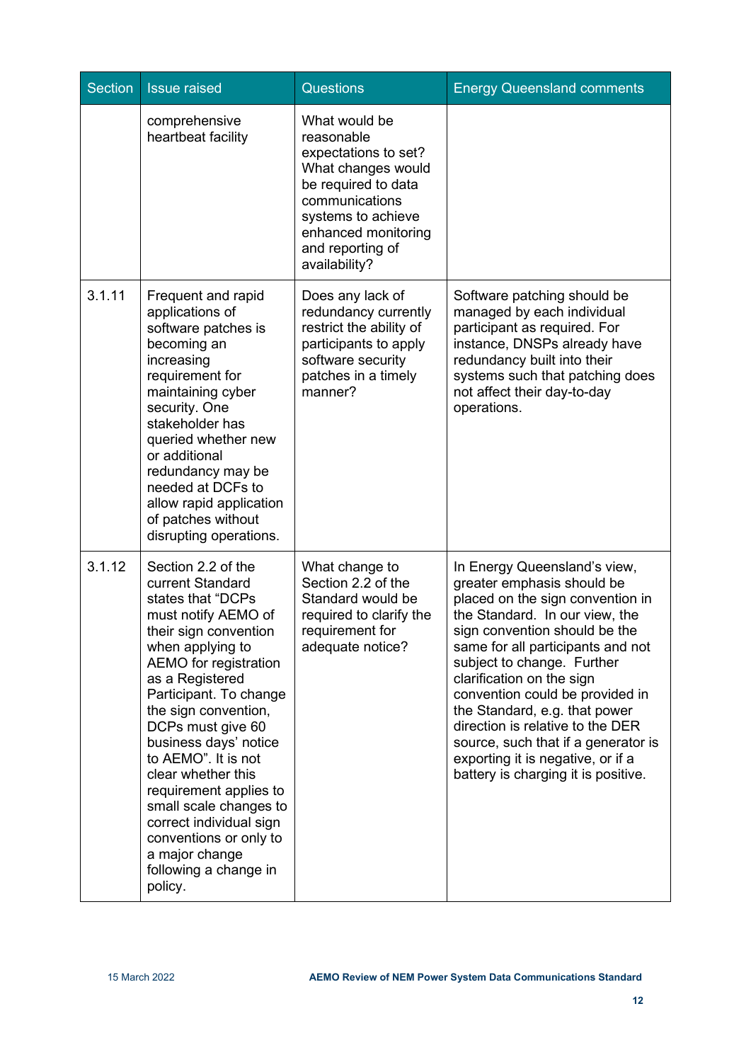| Section | Issue raised | Questions | Energy Queensland comments |
|---|---|---|---|
| | comprehensive heartbeat facility | What would be reasonable expectations to set? What changes would be required to data communications systems to achieve enhanced monitoring and reporting of availability? | |
| 3.1.11 | Frequent and rapid applications of software patches is becoming an increasing requirement for maintaining cyber security. One stakeholder has queried whether new or additional redundancy may be needed at DCFs to allow rapid application of patches without disrupting operations. | Does any lack of redundancy currently restrict the ability of participants to apply software security patches in a timely manner? | Software patching should be managed by each individual participant as required. For instance, DNSPs already have redundancy built into their systems such that patching does not affect their day-to-day operations. |
| 3.1.12 | Section 2.2 of the current Standard states that "DCPs must notify AEMO of their sign convention when applying to AEMO for registration as a Registered Participant. To change the sign convention, DCPs must give 60 business days' notice to AEMO". It is not clear whether this requirement applies to small scale changes to correct individual sign conventions or only to a major change following a change in policy. | What change to Section 2.2 of the Standard would be required to clarify the requirement for adequate notice? | In Energy Queensland's view, greater emphasis should be placed on the sign convention in the Standard. In our view, the sign convention should be the same for all participants and not subject to change. Further clarification on the sign convention could be provided in the Standard, e.g. that power direction is relative to the DER source, such that if a generator is exporting it is negative, or if a battery is charging it is positive. |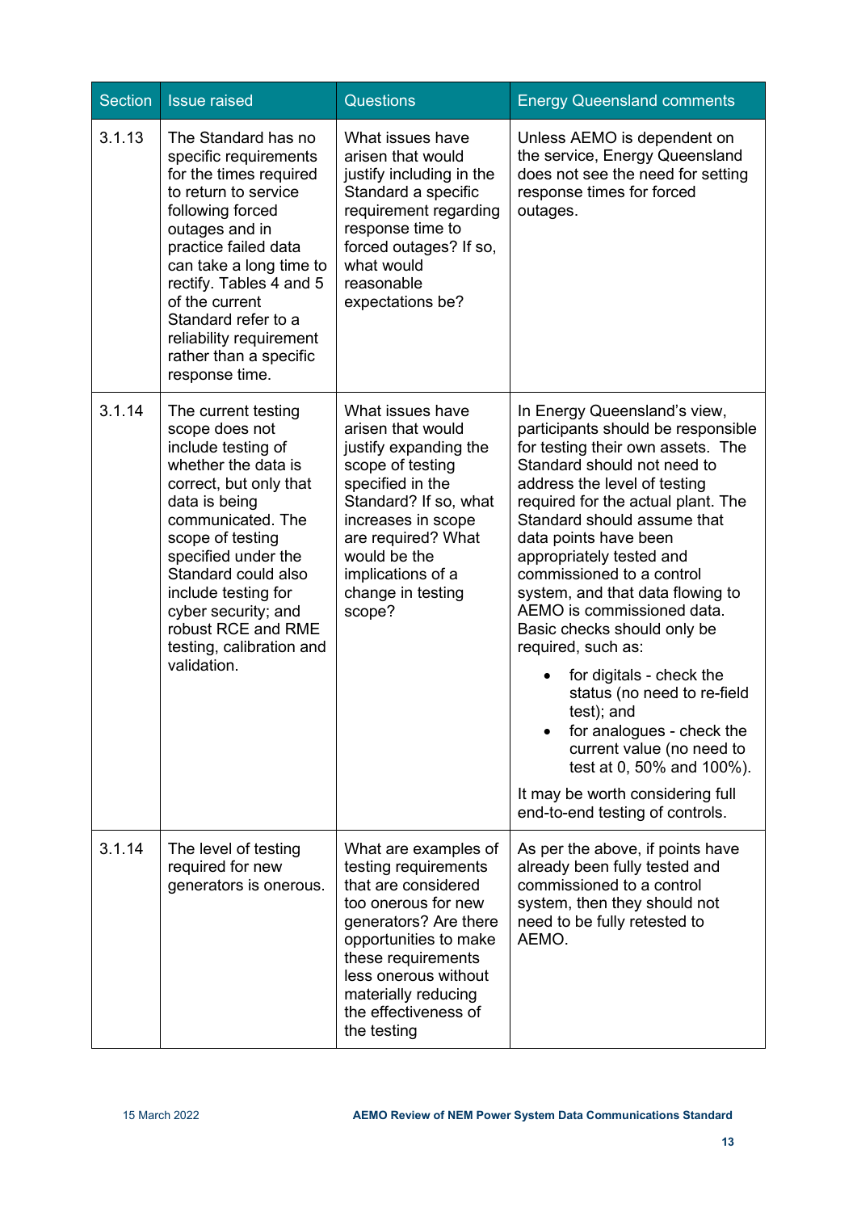| Section | Issue raised | Questions | Energy Queensland comments |
|---|---|---|---|
| 3.1.13 | The Standard has no specific requirements for the times required to return to service following forced outages and in practice failed data can take a long time to rectify. Tables 4 and 5 of the current Standard refer to a reliability requirement rather than a specific response time. | What issues have arisen that would justify including in the Standard a specific requirement regarding response time to forced outages? If so, what would reasonable expectations be? | Unless AEMO is dependent on the service, Energy Queensland does not see the need for setting response times for forced outages. |
| 3.1.14 | The current testing scope does not include testing of whether the data is correct, but only that data is being communicated. The scope of testing specified under the Standard could also include testing for cyber security; and robust RCE and RME testing, calibration and validation. | What issues have arisen that would justify expanding the scope of testing specified in the Standard? If so, what increases in scope are required? What would be the implications of a change in testing scope? | In Energy Queensland's view, participants should be responsible for testing their own assets. The Standard should not need to address the level of testing required for the actual plant. The Standard should assume that data points have been appropriately tested and commissioned to a control system, and that data flowing to AEMO is commissioned data. Basic checks should only be required, such as:<br>• for digitals - check the status (no need to re-field test); and<br>• for analogues - check the current value (no need to test at 0, 50% and 100%).<br>It may be worth considering full end-to-end testing of controls. |
| 3.1.14 | The level of testing required for new generators is onerous. | What are examples of testing requirements that are considered too onerous for new generators? Are there opportunities to make these requirements less onerous without materially reducing the effectiveness of the testing | As per the above, if points have already been fully tested and commissioned to a control system, then they should not need to be fully retested to AEMO. |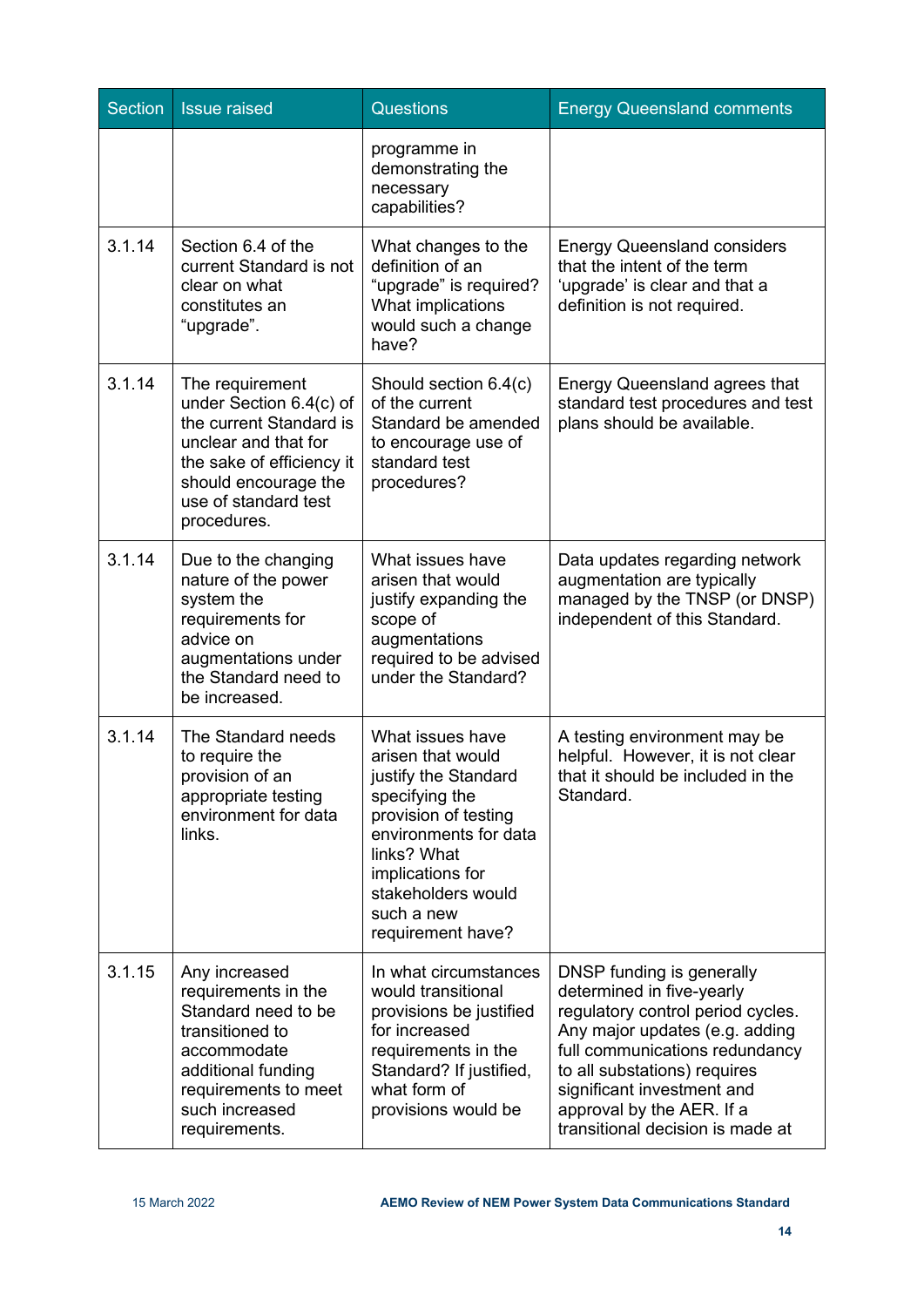| Section | Issue raised | Questions | Energy Queensland comments |
|---|---|---|---|
| | | programme in demonstrating the necessary capabilities? | |
| 3.1.14 | Section 6.4 of the current Standard is not clear on what constitutes an "upgrade". | What changes to the definition of an "upgrade" is required? What implications would such a change have? | Energy Queensland considers that the intent of the term 'upgrade' is clear and that a definition is not required. |
| 3.1.14 | The requirement under Section 6.4(c) of the current Standard is unclear and that for the sake of efficiency it should encourage the use of standard test procedures. | Should section 6.4(c) of the current Standard be amended to encourage use of standard test procedures? | Energy Queensland agrees that standard test procedures and test plans should be available. |
| 3.1.14 | Due to the changing nature of the power system the requirements for advice on augmentations under the Standard need to be increased. | What issues have arisen that would justify expanding the scope of augmentations required to be advised under the Standard? | Data updates regarding network augmentation are typically managed by the TNSP (or DNSP) independent of this Standard. |
| 3.1.14 | The Standard needs to require the provision of an appropriate testing environment for data links. | What issues have arisen that would justify the Standard specifying the provision of testing environments for data links? What implications for stakeholders would such a new requirement have? | A testing environment may be helpful. However, it is not clear that it should be included in the Standard. |
| 3.1.15 | Any increased requirements in the Standard need to be transitioned to accommodate additional funding requirements to meet such increased requirements. | In what circumstances would transitional provisions be justified for increased requirements in the Standard? If justified, what form of provisions would be | DNSP funding is generally determined in five-yearly regulatory control period cycles. Any major updates (e.g. adding full communications redundancy to all substations) requires significant investment and approval by the AER. If a transitional decision is made at |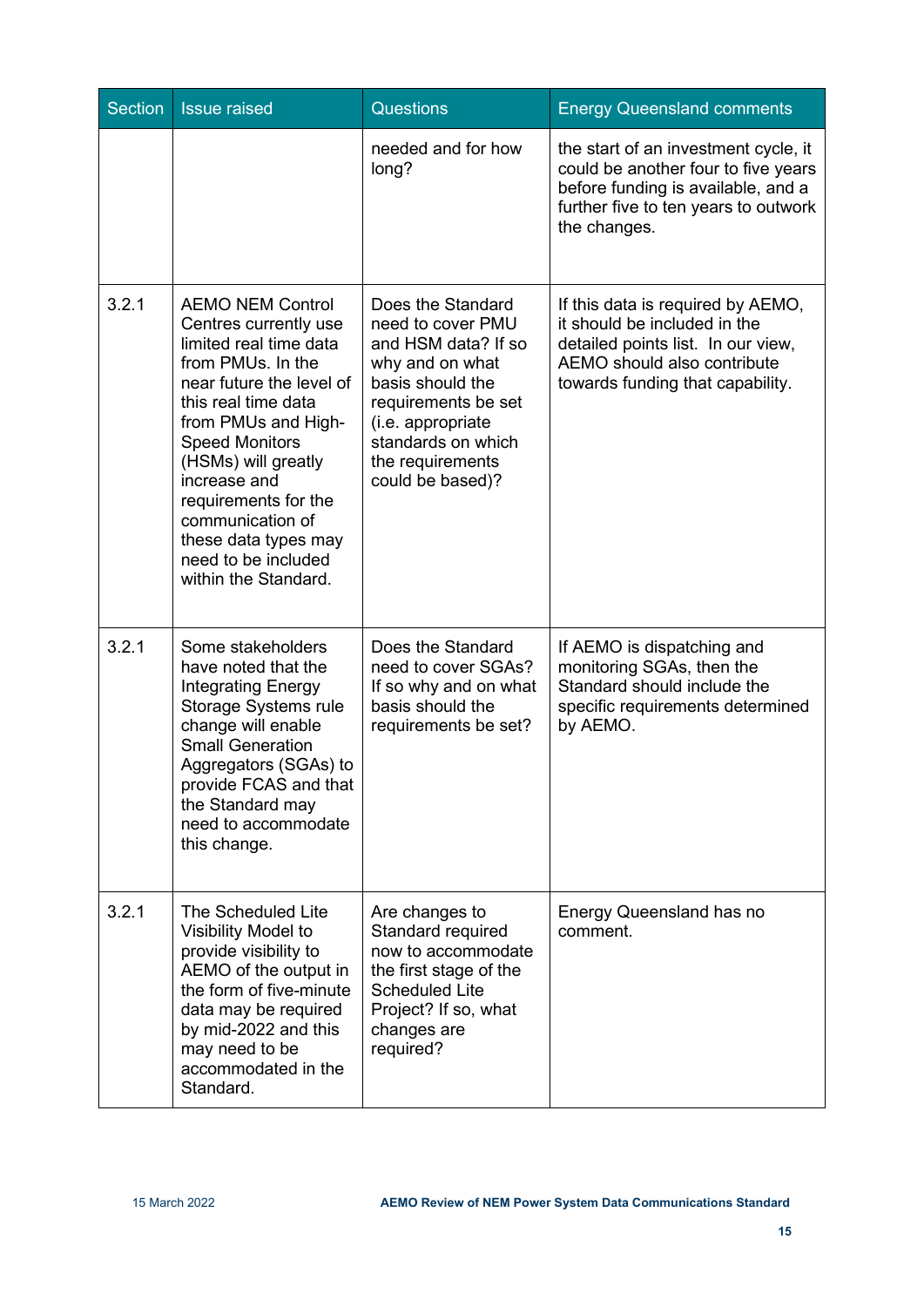| Section | Issue raised | Questions | Energy Queensland comments |
|---|---|---|---|
| | | needed and for how long? | the start of an investment cycle, it could be another four to five years before funding is available, and a further five to ten years to outwork the changes. |
| 3.2.1 | AEMO NEM Control Centres currently use limited real time data from PMUs. In the near future the level of this real time data from PMUs and High-Speed Monitors (HSMs) will greatly increase and requirements for the communication of these data types may need to be included within the Standard. | Does the Standard need to cover PMU and HSM data? If so why and on what basis should the requirements be set (i.e. appropriate standards on which the requirements could be based)? | If this data is required by AEMO, it should be included in the detailed points list. In our view, AEMO should also contribute towards funding that capability. |
| 3.2.1 | Some stakeholders have noted that the Integrating Energy Storage Systems rule change will enable Small Generation Aggregators (SGAs) to provide FCAS and that the Standard may need to accommodate this change. | Does the Standard need to cover SGAs? If so why and on what basis should the requirements be set? | If AEMO is dispatching and monitoring SGAs, then the Standard should include the specific requirements determined by AEMO. |
| 3.2.1 | The Scheduled Lite Visibility Model to provide visibility to AEMO of the output in the form of five-minute data may be required by mid-2022 and this may need to be accommodated in the Standard. | Are changes to Standard required now to accommodate the first stage of the Scheduled Lite Project? If so, what changes are required? | Energy Queensland has no comment. |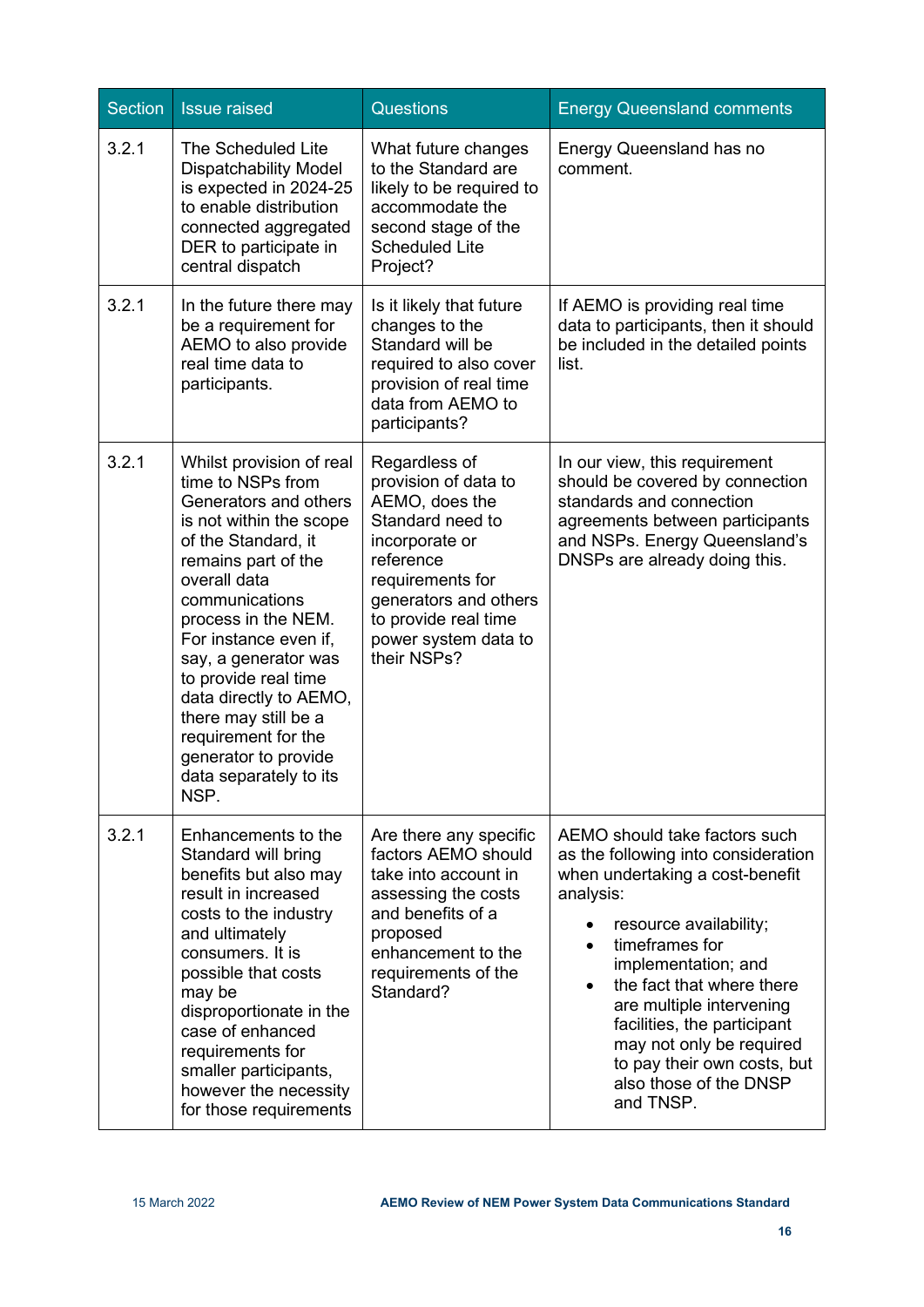| Section | Issue raised | Questions | Energy Queensland comments |
|---|---|---|---|
| 3.2.1 | The Scheduled Lite Dispatchability Model is expected in 2024-25 to enable distribution connected aggregated DER to participate in central dispatch | What future changes to the Standard are likely to be required to accommodate the second stage of the Scheduled Lite Project? | Energy Queensland has no comment. |
| 3.2.1 | In the future there may be a requirement for AEMO to also provide real time data to participants. | Is it likely that future changes to the Standard will be required to also cover provision of real time data from AEMO to participants? | If AEMO is providing real time data to participants, then it should be included in the detailed points list. |
| 3.2.1 | Whilst provision of real time to NSPs from Generators and others is not within the scope of the Standard, it remains part of the overall data communications process in the NEM. For instance even if, say, a generator was to provide real time data directly to AEMO, there may still be a requirement for the generator to provide data separately to its NSP. | Regardless of provision of data to AEMO, does the Standard need to incorporate or reference requirements for generators and others to provide real time power system data to their NSPs? | In our view, this requirement should be covered by connection standards and connection agreements between participants and NSPs. Energy Queensland's DNSPs are already doing this. |
| 3.2.1 | Enhancements to the Standard will bring benefits but also may result in increased costs to the industry and ultimately consumers. It is possible that costs may be disproportionate in the case of enhanced requirements for smaller participants, however the necessity for those requirements | Are there any specific factors AEMO should take into account in assessing the costs and benefits of a proposed enhancement to the requirements of the Standard? | AEMO should take factors such as the following into consideration when undertaking a cost-benefit analysis:<br>• resource availability;<br>• timeframes for implementation; and<br>• the fact that where there are multiple intervening facilities, the participant may not only be required to pay their own costs, but also those of the DNSP and TNSP. |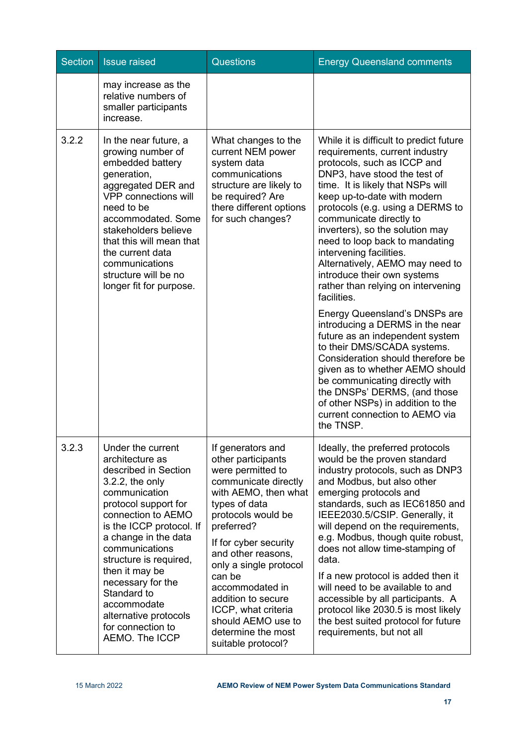| Section | Issue raised | Questions | Energy Queensland comments |
|---|---|---|---|
| | may increase as the relative numbers of smaller participants increase. | | |
| 3.2.2 | In the near future, a growing number of embedded battery generation, aggregated DER and VPP connections will need to be accommodated. Some stakeholders believe that this will mean that the current data communications structure will be no longer fit for purpose. | What changes to the current NEM power system data communications structure are likely to be required? Are there different options for such changes? | While it is difficult to predict future requirements, current industry protocols, such as ICCP and DNP3, have stood the test of time. It is likely that NSPs will keep up-to-date with modern protocols (e.g. using a DERMS to communicate directly to inverters), so the solution may need to loop back to mandating intervening facilities. Alternatively, AEMO may need to introduce their own systems rather than relying on intervening facilities.<br><br>Energy Queensland's DNSPs are introducing a DERMS in the near future as an independent system to their DMS/SCADA systems. Consideration should therefore be given as to whether AEMO should be communicating directly with the DNSPs' DERMS, (and those of other NSPs) in addition to the current connection to AEMO via the TNSP. |
| 3.2.3 | Under the current architecture as described in Section 3.2.2, the only communication protocol support for connection to AEMO is the ICCP protocol. If a change in the data communications structure is required, then it may be necessary for the Standard to accommodate alternative protocols for connection to AEMO. The ICCP | If generators and other participants were permitted to communicate directly with AEMO, then what types of data protocols would be preferred?<br><br>If for cyber security and other reasons, only a single protocol can be accommodated in addition to secure ICCP, what criteria should AEMO use to determine the most suitable protocol? | Ideally, the preferred protocols would be the proven standard industry protocols, such as DNP3 and Modbus, but also other emerging protocols and standards, such as IEC61850 and IEEE2030.5/CSIP. Generally, it will depend on the requirements, e.g. Modbus, though quite robust, does not allow time-stamping of data.<br><br>If a new protocol is added then it will need to be available to and accessible by all participants. A protocol like 2030.5 is most likely the best suited protocol for future requirements, but not all |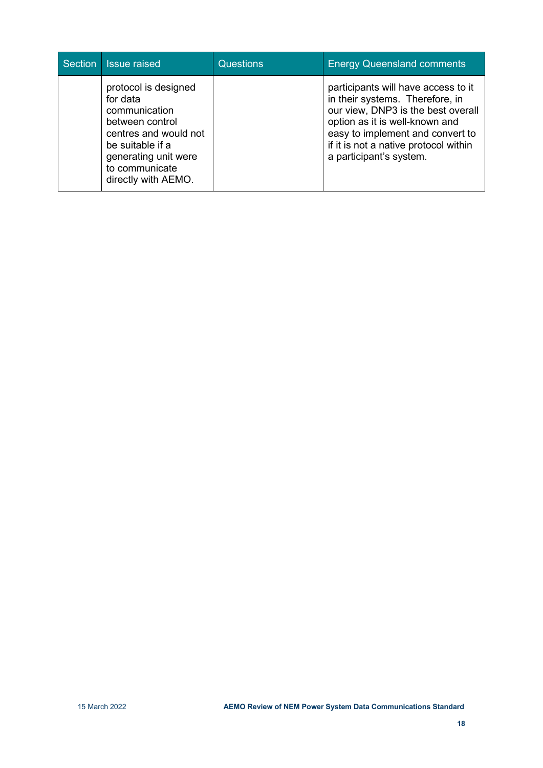| Section | Issue raised | Questions | Energy Queensland comments |
|---|---|---|---|
| | protocol is designed for data communication between control centres and would not be suitable if a generating unit were to communicate directly with AEMO. | | participants will have access to it in their systems. Therefore, in our view, DNP3 is the best overall option as it is well-known and easy to implement and convert to if it is not a native protocol within a participant's system. |